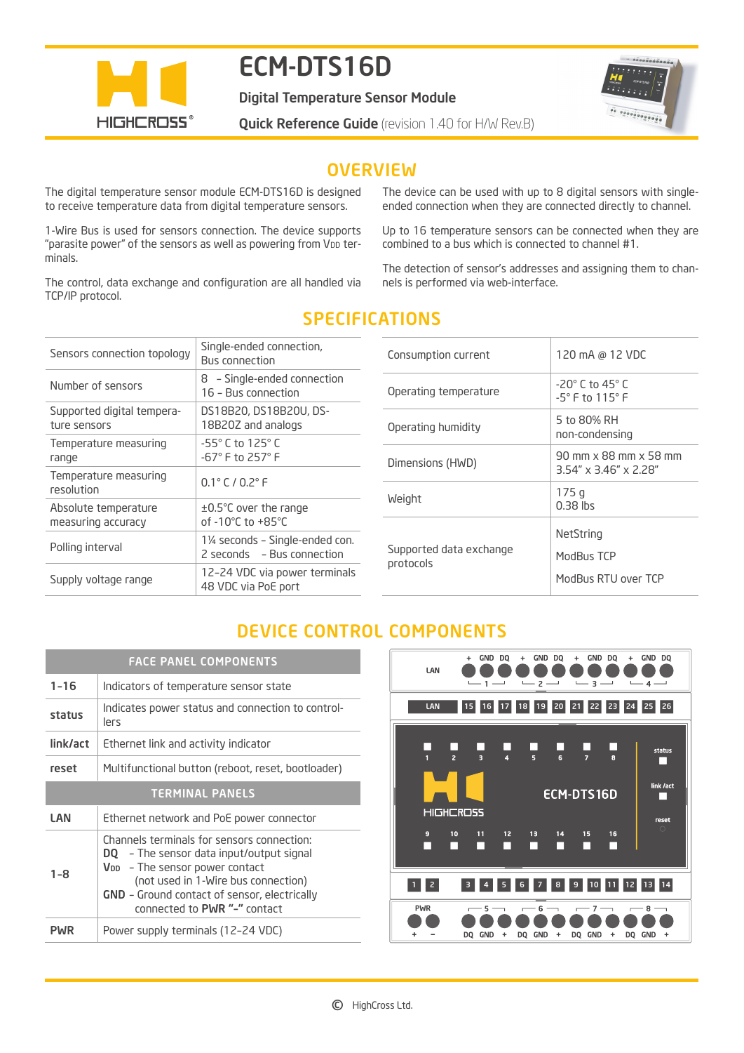# ECM-DTS16D

**Digital Temperature Sensor Module**

**Quick Reference Guide** (revision 1.40 for H/W Rev.B)

## OVERVIEW

The digital temperature sensor module ECM-DTS16D is designed to receive temperature data from digital temperature sensors.

1-Wire Bus is used for sensors connection. The device supports "parasite power" of the sensors as well as powering from $V_{DD}$ terminals.

The control, data exchange and configuration are all handled via TCP/IP protocol.

The device can be used with up to 8 digital sensors with single-ended connection when they are connected directly to channel.

Up to 16 temperature sensors can be connected when they are combined to a bus which is connected to channel #1.

The detection of sensor's addresses and assigning them to channels is performed via web-interface.

## SPECIFICATIONS

| | |
|---|---|
| Sensors connection topology | Single-ended connection, Bus connection |
| Number of sensors | 8 – Single-ended connection<br>16 – Bus connection |
| Supported digital temperature sensors | DS18B20, DS18B20U, DS-18B20Z and analogs |
| Temperature measuring range | -55° C to 125° C<br>-67° F to 257° F |
| Temperature measuring resolution | 0.1° C / 0.2° F |
| Absolute temperature measuring accuracy | ±0.5°C over the range of -10°C to +85°C |
| Polling interval | 1¼ seconds – Single-ended con.<br>2 seconds – Bus connection |
| Supply voltage range | 12–24 VDC via power terminals<br>48 VDC via PoE port |

| | |
|---|---|
| Consumption current | 120 mA @ 12 VDC |
| Operating temperature | -20° C to 45° C<br>-5° F to 115° F |
| Operating humidity | 5 to 80% RH<br>non-condensing |
| Dimensions (HWD) | 90 mm x 88 mm x 58 mm<br>3.54" x 3.46" x 2.28" |
| Weight | 175 g<br>0.38 lbs |
| Supported data exchange protocols | NetString<br>ModBus TCP<br>ModBus RTU over TCP |

## DEVICE CONTROL COMPONENTS

| FACE PANEL COMPONENTS | |
|---|---|
| **1-16** | Indicators of temperature sensor state |
| **status** | Indicates power status and connection to controllers |
| **link/act** | Ethernet link and activity indicator |
| **reset** | Multifunctional button (reboot, reset, bootloader) |
| **TERMINAL PANELS** | |
| **LAN** | Ethernet network and PoE power connector |
| **1-8** | Channels terminals for sensors connection:<br>**DQ** – The sensor data input/output signal<br>**$V_{DD}$** – The sensor power contact (not used in 1-Wire bus connection)<br>**GND** – Ground contact of sensor, electrically connected to **PWR "-"** contact |
| **PWR** | Power supply terminals (12–24 VDC) |

© HighCross Ltd.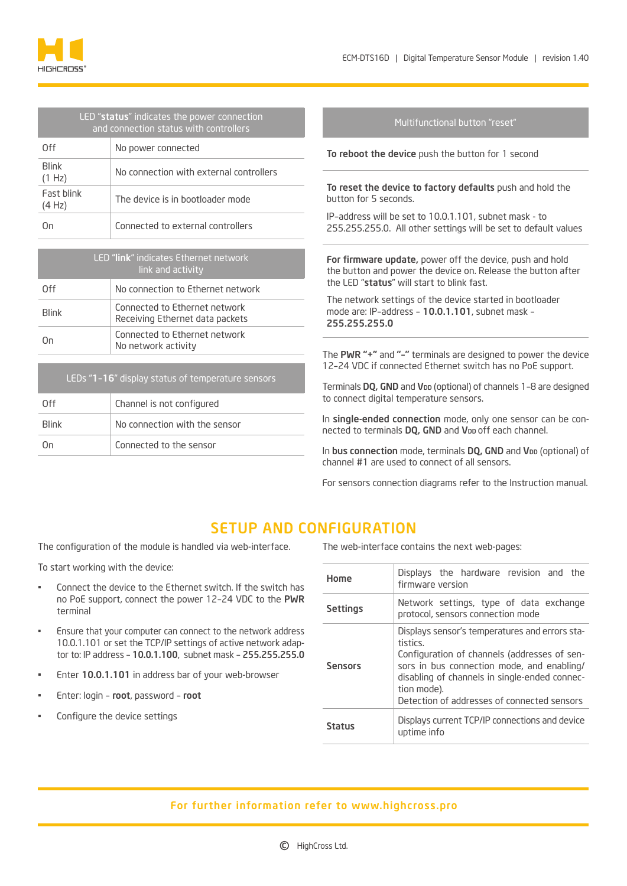| LED "**status**" indicates the power connection and connection status with controllers | |
|---|---|
| Off | No power connected |
| Blink (1 Hz) | No connection with external controllers |
| Fast blink (4 Hz) | The device is in bootloader mode |
| On | Connected to external controllers |

| LED "**link**" indicates Ethernet network link and activity | |
|---|---|
| Off | No connection to Ethernet network |
| Blink | Connected to Ethernet network<br>Receiving Ethernet data packets |
| On | Connected to Ethernet network<br>No network activity |

| LEDs "**1-16**" display status of temperature sensors | |
|---|---|
| Off | Channel is not configured |
| Blink | No connection with the sensor |
| On | Connected to the sensor |

| Multifunctional button "reset" |
|---|
| **To reboot the device** push the button for 1 second |
| **To reset the device to factory defaults** push and hold the button for 5 seconds.<br>IP-address will be set to 10.0.1.101, subnet mask - to 255.255.255.0. All other settings will be set to default values |
| **For firmware update,** power off the device, push and hold the button and power the device on. Release the button after the LED "**status**" will start to blink fast.<br>The network settings of the device started in bootloader mode are: IP-address – **10.0.1.101**, subnet mask – **255.255.255.0** |

The **PWR "+"** and **"-"** terminals are designed to power the device 12-24 VDC if connected Ethernet switch has no PoE support.

Terminals **DQ, GND** and **V$_{DD}$** (optional) of channels 1-8 are designed to connect digital temperature sensors.

In **single-ended connection** mode, only one sensor can be connected to terminals **DQ, GND** and **V$_{DD}$** off each channel.

In **bus connection** mode, terminals **DQ, GND** and **V$_{DD}$** (optional) of channel #1 are used to connect of all sensors.

For sensors connection diagrams refer to the Instruction manual.

## SETUP AND CONFIGURATION

The configuration of the module is handled via web-interface.

To start working with the device:

- Connect the device to the Ethernet switch. If the switch has no PoE support, connect the power 12-24 VDC to the **PWR** terminal
- Ensure that your computer can connect to the network address 10.0.1.101 or set the TCP/IP settings of active network adaptor to: IP address – **10.0.1.100**, subnet mask – **255.255.255.0**
- Enter **10.0.1.101** in address bar of your web-browser
- Enter: login – **root**, password – **root**
- Configure the device settings

The web-interface contains the next web-pages:

| | |
|---|---|
| **Home** | Displays the hardware revision and the firmware version |
| **Settings** | Network settings, type of data exchange protocol, sensors connection mode |
| **Sensors** | Displays sensor's temperatures and errors statistics.<br>Configuration of channels (addresses of sensors in bus connection mode, and enabling/disabling of channels in single-ended connection mode).<br>Detection of addresses of connected sensors |
| **Status** | Displays current TCP/IP connections and device uptime info |

For further information refer to www.highcross.pro

© HighCross Ltd.